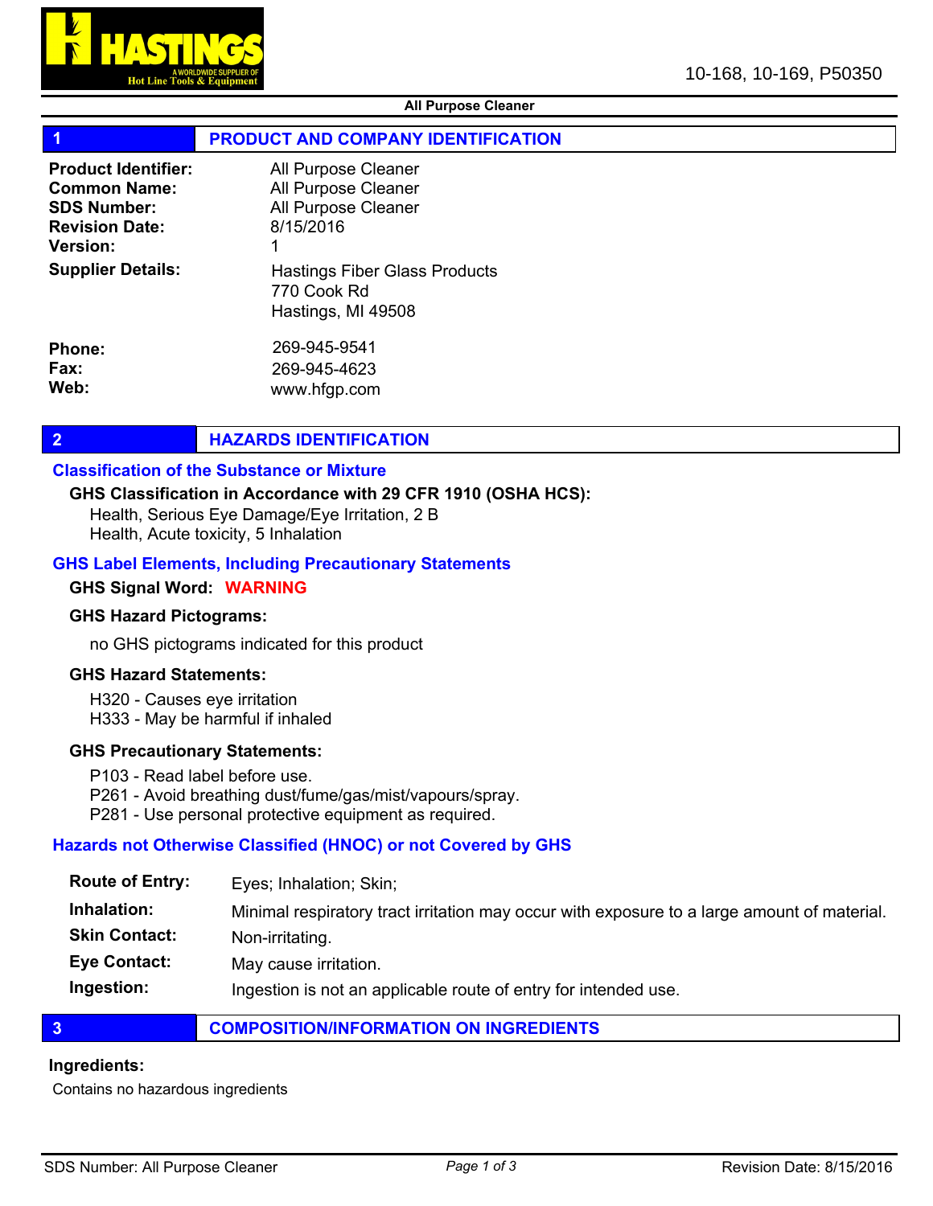HASTINGS
A WORLDWIDE SUPPLIER OF
Hot Line Tools & Equipment

10-168, 10-169, P50350

**All Purpose Cleaner**

## 1 PRODUCT AND COMPANY IDENTIFICATION

**Product Identifier:** All Purpose Cleaner
**Common Name:** All Purpose Cleaner
**SDS Number:** All Purpose Cleaner
**Revision Date:** 8/15/2016
**Version:** 1

**Supplier Details:**
Hastings Fiber Glass Products
770 Cook Rd
Hastings, MI 49508

**Phone:** 269-945-9541
**Fax:** 269-945-4623
**Web:** www.hfgp.com

## 2 HAZARDS IDENTIFICATION

### Classification of the Substance or Mixture

**GHS Classification in Accordance with 29 CFR 1910 (OSHA HCS):**

Health, Serious Eye Damage/Eye Irritation, 2 B
Health, Acute toxicity, 5 Inhalation

### GHS Label Elements, Including Precautionary Statements

**GHS Signal Word:** **WARNING**

**GHS Hazard Pictograms:**

no GHS pictograms indicated for this product

**GHS Hazard Statements:**

H320 - Causes eye irritation
H333 - May be harmful if inhaled

**GHS Precautionary Statements:**

P103 - Read label before use.
P261 - Avoid breathing dust/fume/gas/mist/vapours/spray.
P281 - Use personal protective equipment as required.

### Hazards not Otherwise Classified (HNOC) or not Covered by GHS

**Route of Entry:** Eyes; Inhalation; Skin;
**Inhalation:** Minimal respiratory tract irritation may occur with exposure to a large amount of material.
**Skin Contact:** Non-irritating.
**Eye Contact:** May cause irritation.
**Ingestion:** Ingestion is not an applicable route of entry for intended use.

## 3 COMPOSITION/INFORMATION ON INGREDIENTS

**Ingredients:**

Contains no hazardous ingredients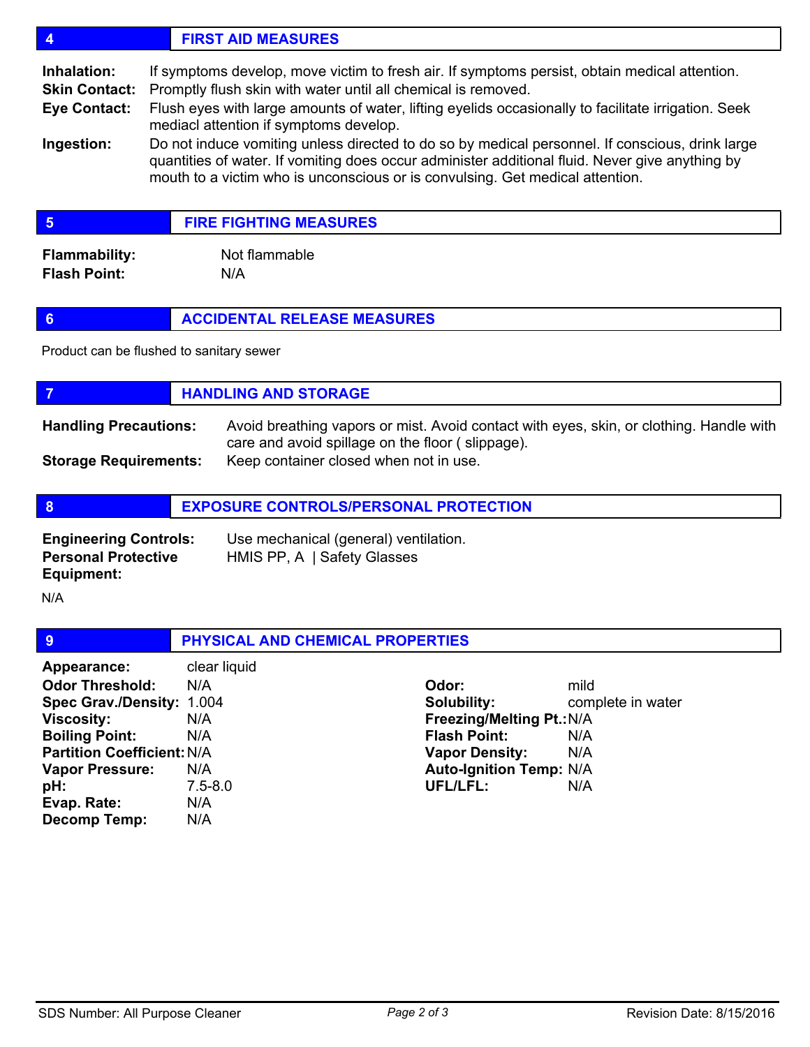## 4 FIRST AID MEASURES

**Inhalation:** If symptoms develop, move victim to fresh air. If symptoms persist, obtain medical attention.

**Skin Contact:** Promptly flush skin with water until all chemical is removed.

**Eye Contact:** Flush eyes with large amounts of water, lifting eyelids occasionally to facilitate irrigation. Seek mediacl attention if symptoms develop.

**Ingestion:** Do not induce vomiting unless directed to do so by medical personnel. If conscious, drink large quantities of water. If vomiting does occur administer additional fluid. Never give anything by mouth to a victim who is unconscious or is convulsing. Get medical attention.

## 5 FIRE FIGHTING MEASURES

**Flammability:** Not flammable

**Flash Point:** N/A

## 6 ACCIDENTAL RELEASE MEASURES

Product can be flushed to sanitary sewer

## 7 HANDLING AND STORAGE

**Handling Precautions:** Avoid breathing vapors or mist. Avoid contact with eyes, skin, or clothing. Handle with care and avoid spillage on the floor ( slippage).

**Storage Requirements:** Keep container closed when not in use.

## 8 EXPOSURE CONTROLS/PERSONAL PROTECTION

**Engineering Controls:** Use mechanical (general) ventilation.

**Personal Protective Equipment:** HMIS PP, A | Safety Glasses

N/A

## 9 PHYSICAL AND CHEMICAL PROPERTIES

**Appearance:** clear liquid

| | | | |
|---|---|---|---|
| **Odor Threshold:** | N/A | **Odor:** | mild |
| **Spec Grav./Density:** | 1.004 | **Solubility:** | complete in water |
| **Viscosity:** | N/A | **Freezing/Melting Pt.:** | N/A |
| **Boiling Point:** | N/A | **Flash Point:** | N/A |
| **Partition Coefficient:** | N/A | **Vapor Density:** | N/A |
| **Vapor Pressure:** | N/A | **Auto-Ignition Temp:** | N/A |
| **pH:** | 7.5-8.0 | **UFL/LFL:** | N/A |
| **Evap. Rate:** | N/A | | |
| **Decomp Temp:** | N/A | | |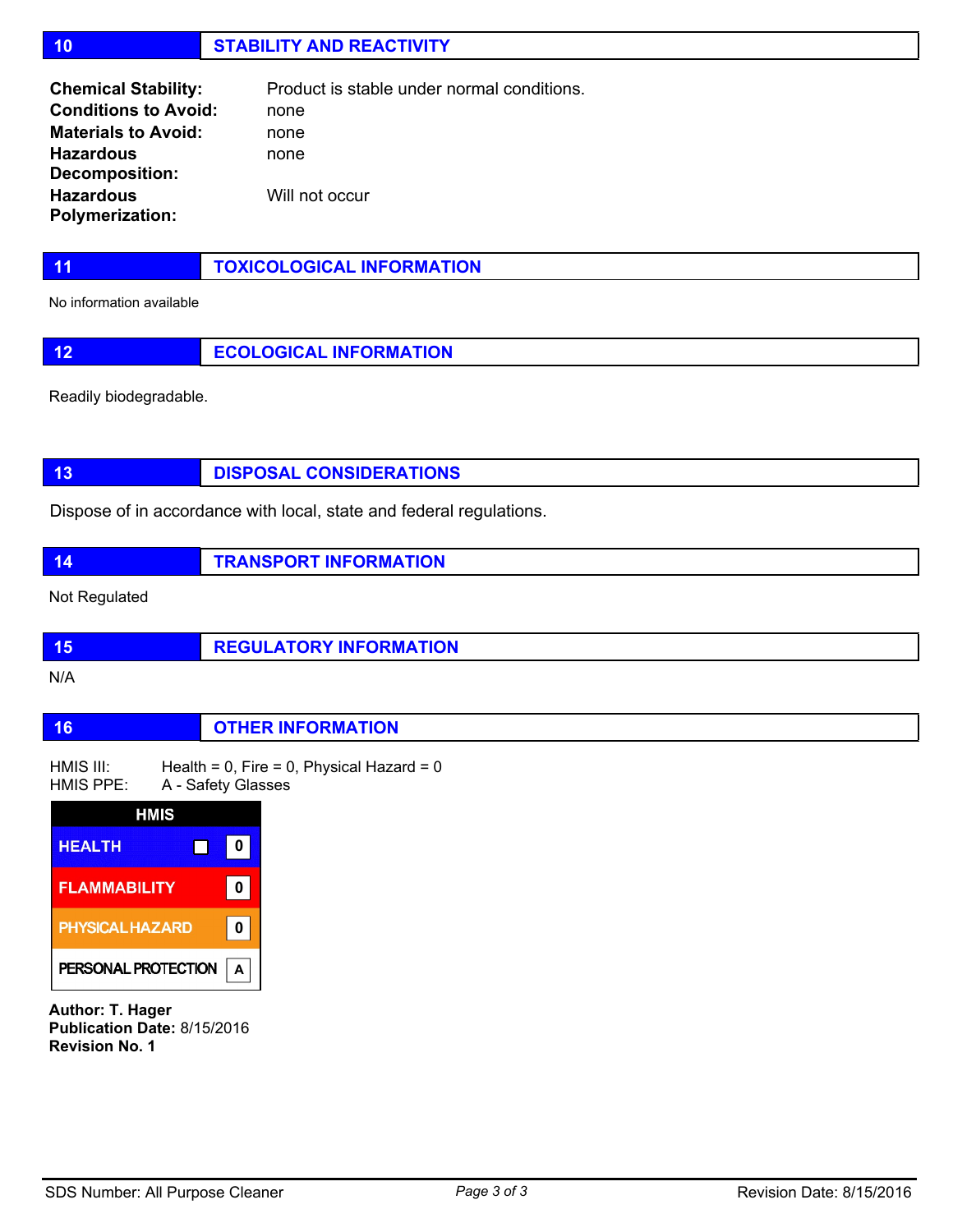## 10 STABILITY AND REACTIVITY

| | |
|---|---|
| **Chemical Stability:** | Product is stable under normal conditions. |
| **Conditions to Avoid:** | none |
| **Materials to Avoid:** | none |
| **Hazardous Decomposition:** | none |
| **Hazardous Polymerization:** | Will not occur |

## 11 TOXICOLOGICAL INFORMATION

No information available

## 12 ECOLOGICAL INFORMATION

Readily biodegradable.

## 13 DISPOSAL CONSIDERATIONS

Dispose of in accordance with local, state and federal regulations.

## 14 TRANSPORT INFORMATION

Not Regulated

## 15 REGULATORY INFORMATION

N/A

## 16 OTHER INFORMATION

HMIS III: Health = 0, Fire = 0, Physical Hazard = 0
HMIS PPE: A - Safety Glasses

| HMIS | |
|---|---|
| HEALTH | 0 |
| FLAMMABILITY | 0 |
| PHYSICAL HAZARD | 0 |
| PERSONAL PROTECTION | A |

**Author: T. Hager**
**Publication Date:** 8/15/2016
**Revision No. 1**